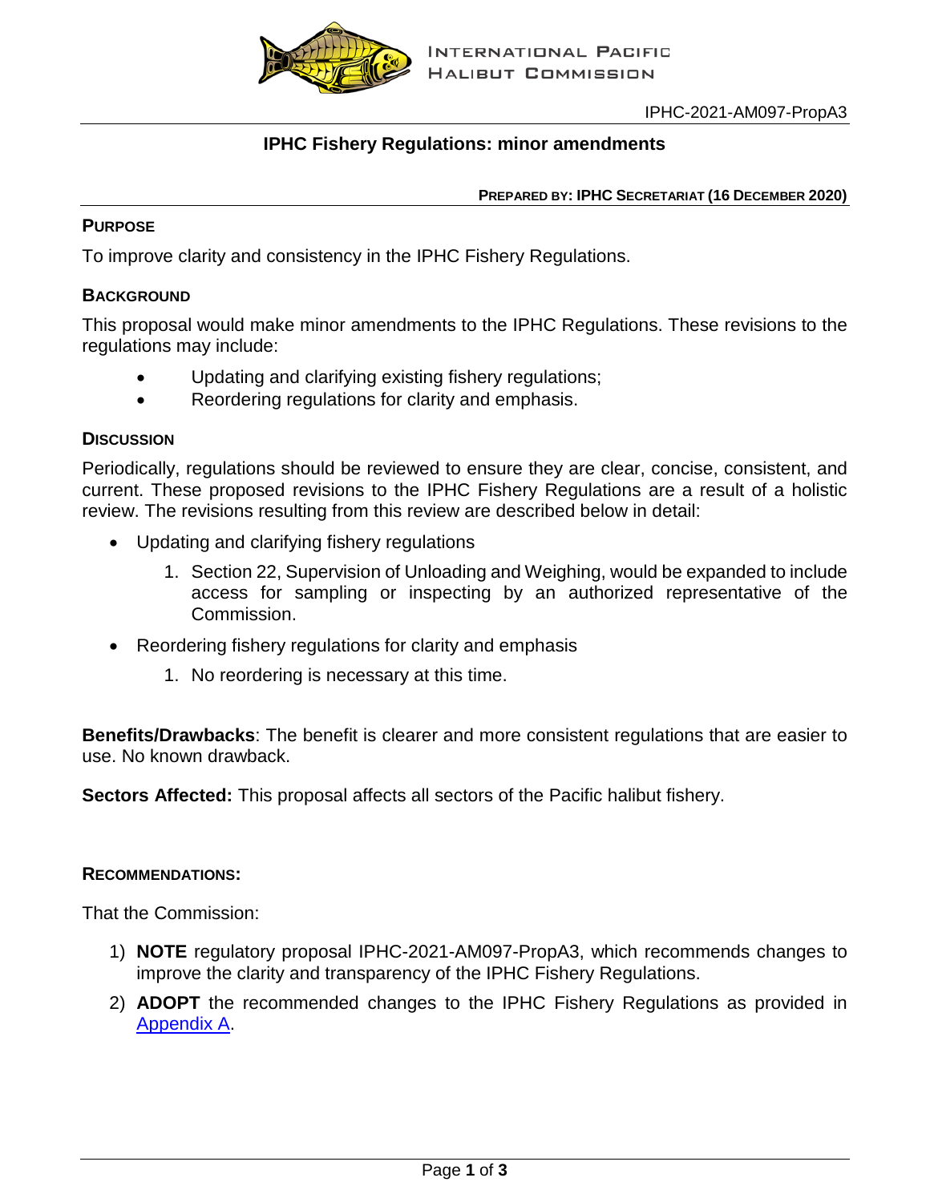INTERNATIONAL PACIFIC HALIBUT COMMISSION

IPHC-2021-AM097-PropA3

# IPHC Fishery Regulations: minor amendments

**PREPARED BY: IPHC SECRETARIAT (16 DECEMBER 2020)**

## PURPOSE

To improve clarity and consistency in the IPHC Fishery Regulations.

## BACKGROUND

This proposal would make minor amendments to the IPHC Regulations. These revisions to the regulations may include:

- Updating and clarifying existing fishery regulations;
- Reordering regulations for clarity and emphasis.

## DISCUSSION

Periodically, regulations should be reviewed to ensure they are clear, concise, consistent, and current. These proposed revisions to the IPHC Fishery Regulations are a result of a holistic review. The revisions resulting from this review are described below in detail:

- Updating and clarifying fishery regulations
    1. Section 22, Supervision of Unloading and Weighing, would be expanded to include access for sampling or inspecting by an authorized representative of the Commission.
- Reordering fishery regulations for clarity and emphasis
    1. No reordering is necessary at this time.

**Benefits/Drawbacks**: The benefit is clearer and more consistent regulations that are easier to use. No known drawback.

**Sectors Affected:** This proposal affects all sectors of the Pacific halibut fishery.

## RECOMMENDATIONS:

That the Commission:

1) **NOTE** regulatory proposal IPHC-2021-AM097-PropA3, which recommends changes to improve the clarity and transparency of the IPHC Fishery Regulations.
2) **ADOPT** the recommended changes to the IPHC Fishery Regulations as provided in Appendix A.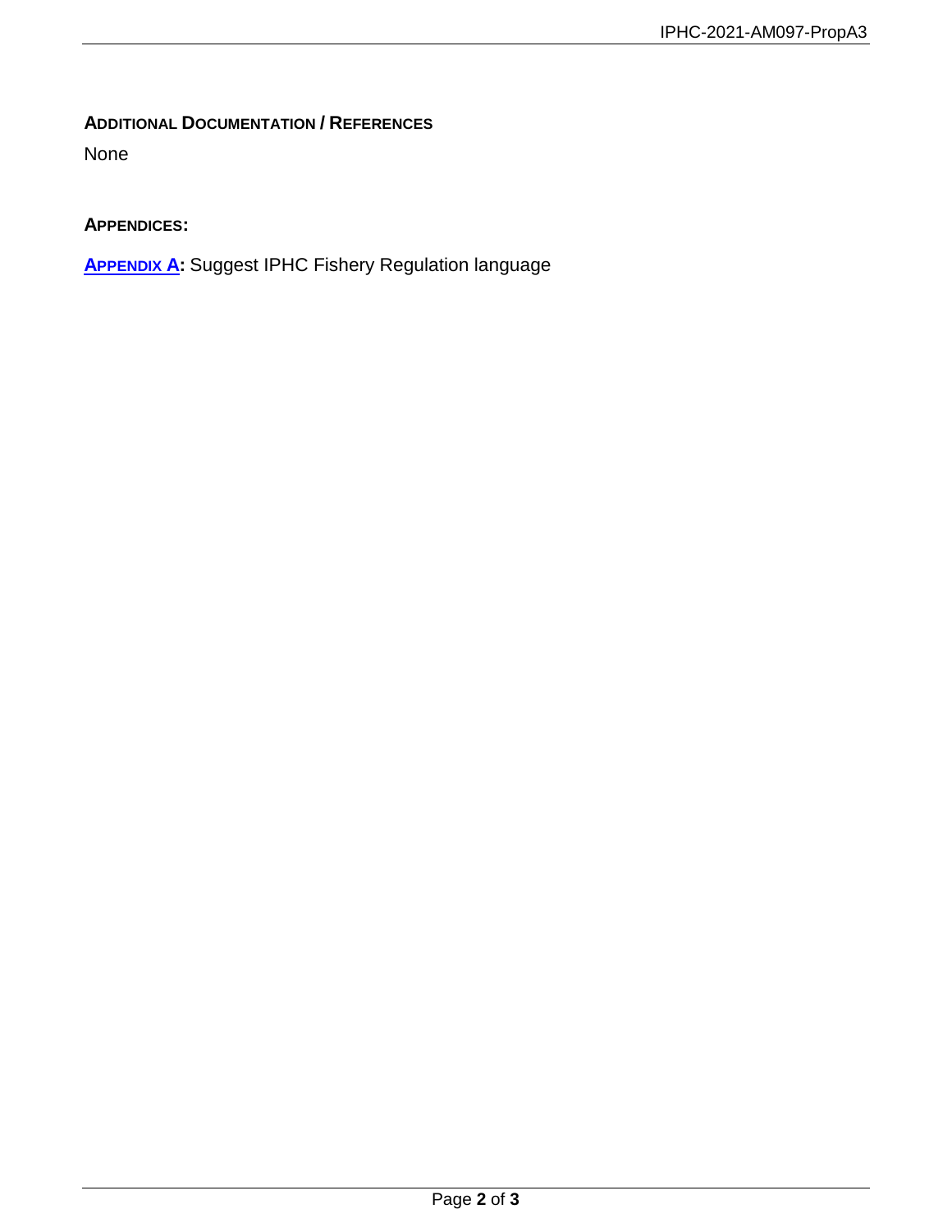**ADDITIONAL DOCUMENTATION / REFERENCES**

None

**APPENDICES:**

**APPENDIX A:** Suggest IPHC Fishery Regulation language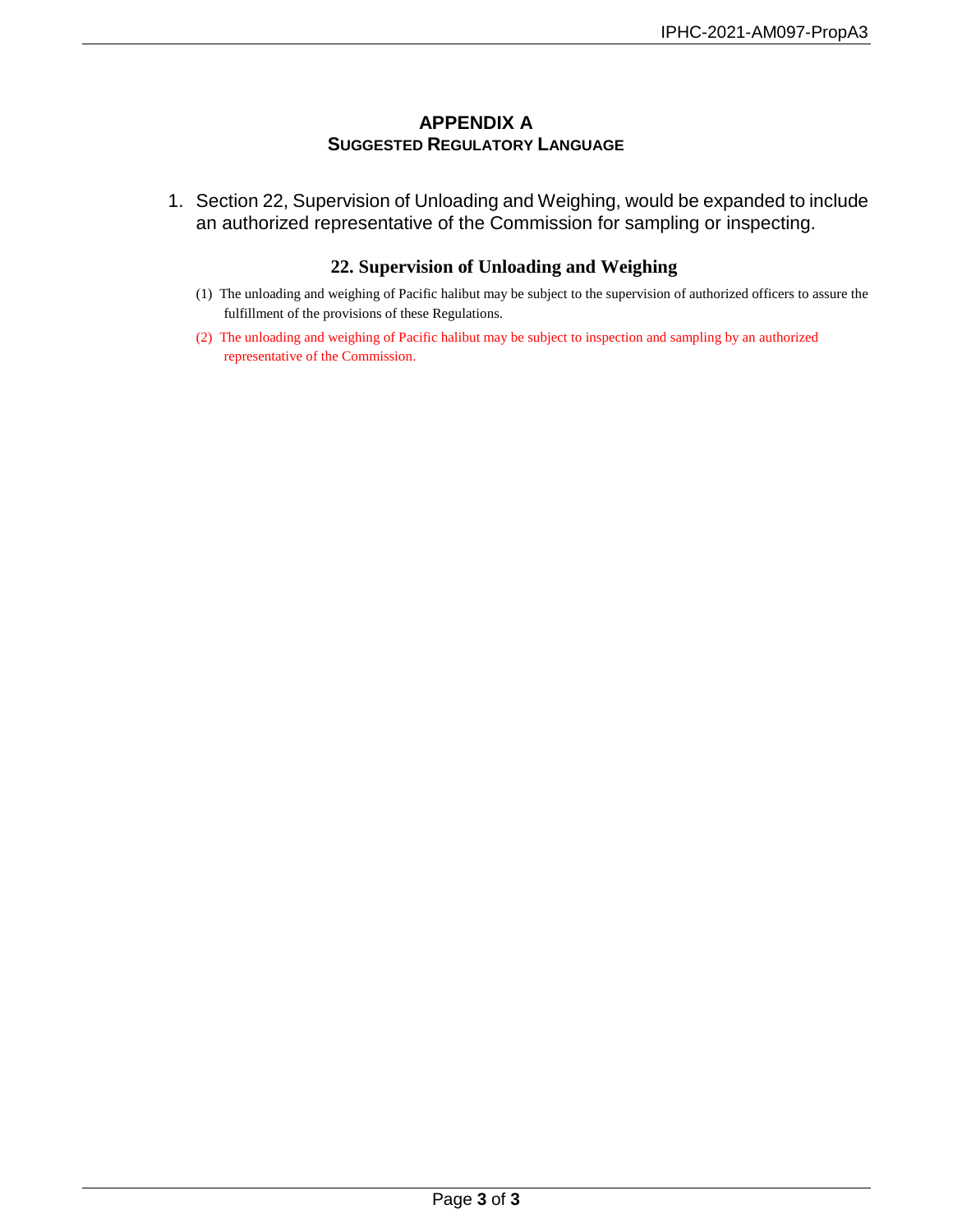## APPENDIX A
### Suggested Regulatory Language

1. Section 22, Supervision of Unloading and Weighing, would be expanded to include an authorized representative of the Commission for sampling or inspecting.

### 22. Supervision of Unloading and Weighing

(1) The unloading and weighing of Pacific halibut may be subject to the supervision of authorized officers to assure the fulfillment of the provisions of these Regulations.

(2) The unloading and weighing of Pacific halibut may be subject to inspection and sampling by an authorized representative of the Commission.